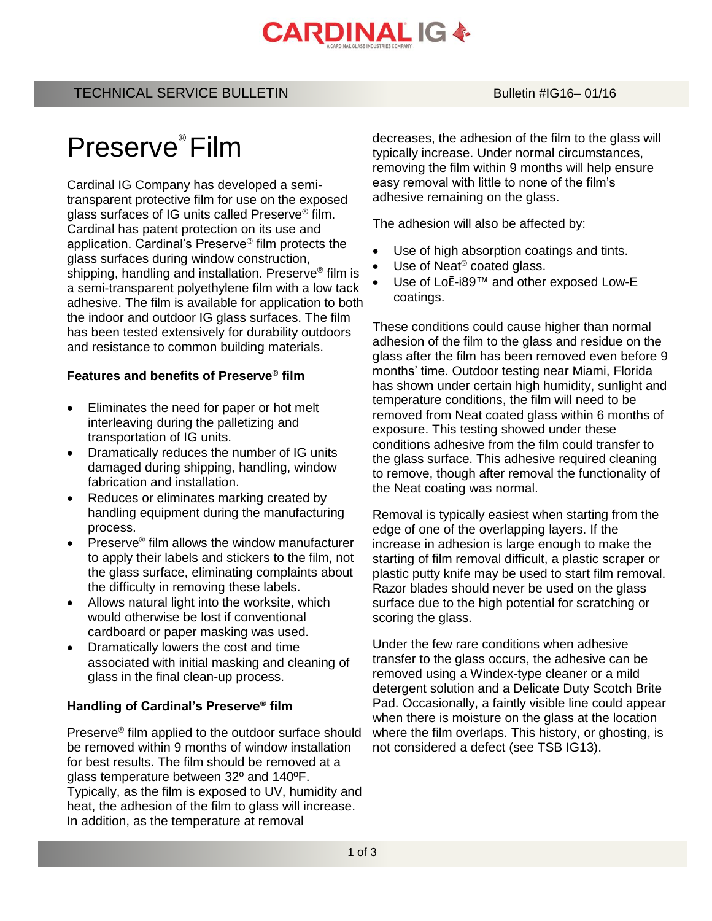CARDINAL IG

A CARDINAL GLASS INDUSTRIES COMPANY

TECHNICAL SERVICE BULLETIN

Bulletin #IG16– 01/16

# Preserve® Film

Cardinal IG Company has developed a semi-transparent protective film for use on the exposed glass surfaces of IG units called Preserve® film. Cardinal has patent protection on its use and application. Cardinal's Preserve® film protects the glass surfaces during window construction, shipping, handling and installation. Preserve® film is a semi-transparent polyethylene film with a low tack adhesive. The film is available for application to both the indoor and outdoor IG glass surfaces. The film has been tested extensively for durability outdoors and resistance to common building materials.

**Features and benefits of Preserve® film**

- Eliminates the need for paper or hot melt interleaving during the palletizing and transportation of IG units.
- Dramatically reduces the number of IG units damaged during shipping, handling, window fabrication and installation.
- Reduces or eliminates marking created by handling equipment during the manufacturing process.
- Preserve® film allows the window manufacturer to apply their labels and stickers to the film, not the glass surface, eliminating complaints about the difficulty in removing these labels.
- Allows natural light into the worksite, which would otherwise be lost if conventional cardboard or paper masking was used.
- Dramatically lowers the cost and time associated with initial masking and cleaning of glass in the final clean-up process.

**Handling of Cardinal's Preserve® film**

Preserve® film applied to the outdoor surface should be removed within 9 months of window installation for best results. The film should be removed at a glass temperature between 32º and 140ºF. Typically, as the film is exposed to UV, humidity and heat, the adhesion of the film to glass will increase. In addition, as the temperature at removal decreases, the adhesion of the film to the glass will typically increase. Under normal circumstances, removing the film within 9 months will help ensure easy removal with little to none of the film's adhesive remaining on the glass.

The adhesion will also be affected by:

- Use of high absorption coatings and tints.
- Use of Neat® coated glass.
- Use of LoĒ-i89™ and other exposed Low-E coatings.

These conditions could cause higher than normal adhesion of the film to the glass and residue on the glass after the film has been removed even before 9 months' time. Outdoor testing near Miami, Florida has shown under certain high humidity, sunlight and temperature conditions, the film will need to be removed from Neat coated glass within 6 months of exposure. This testing showed under these conditions adhesive from the film could transfer to the glass surface. This adhesive required cleaning to remove, though after removal the functionality of the Neat coating was normal.

Removal is typically easiest when starting from the edge of one of the overlapping layers. If the increase in adhesion is large enough to make the starting of film removal difficult, a plastic scraper or plastic putty knife may be used to start film removal. Razor blades should never be used on the glass surface due to the high potential for scratching or scoring the glass.

Under the few rare conditions when adhesive transfer to the glass occurs, the adhesive can be removed using a Windex-type cleaner or a mild detergent solution and a Delicate Duty Scotch Brite Pad. Occasionally, a faintly visible line could appear when there is moisture on the glass at the location where the film overlaps. This history, or ghosting, is not considered a defect (see TSB IG13).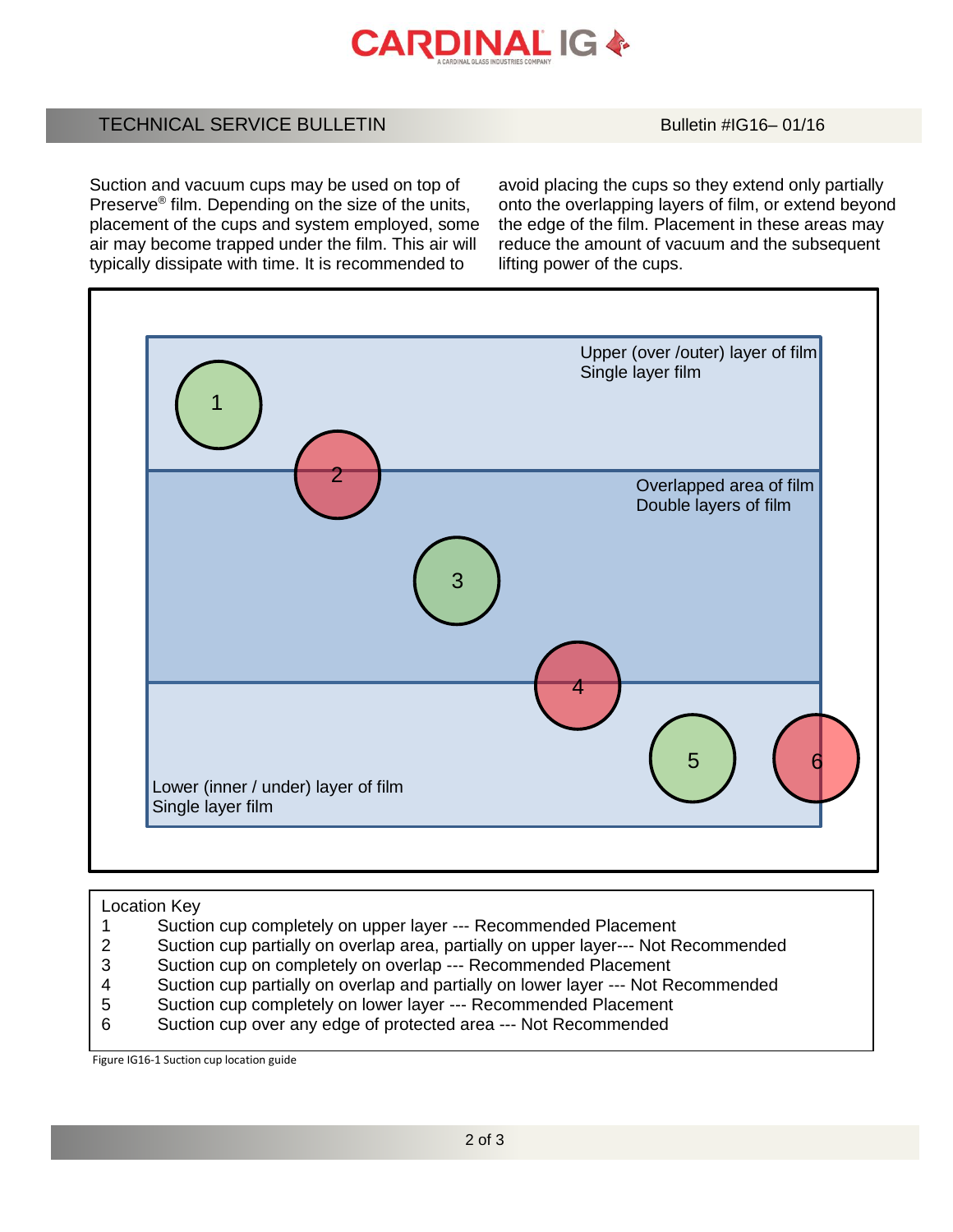TECHNICAL SERVICE BULLETIN

Bulletin #IG16– 01/16

Suction and vacuum cups may be used on top of Preserve® film. Depending on the size of the units, placement of the cups and system employed, some air may become trapped under the film. This air will typically dissipate with time. It is recommended to avoid placing the cups so they extend only partially onto the overlapping layers of film, or extend beyond the edge of the film. Placement in these areas may reduce the amount of vacuum and the subsequent lifting power of the cups.

Upper (over /outer) layer of film
Single layer film

Overlapped area of film
Double layers of film

Lower (inner / under) layer of film
Single layer film

Location Key

| | |
|---|---|
| 1 | Suction cup completely on upper layer --- Recommended Placement |
| 2 | Suction cup partially on overlap area, partially on upper layer--- Not Recommended |
| 3 | Suction cup on completely on overlap --- Recommended Placement |
| 4 | Suction cup partially on overlap and partially on lower layer --- Not Recommended |
| 5 | Suction cup completely on lower layer --- Recommended Placement |
| 6 | Suction cup over any edge of protected area --- Not Recommended |

Figure IG16-1 Suction cup location guide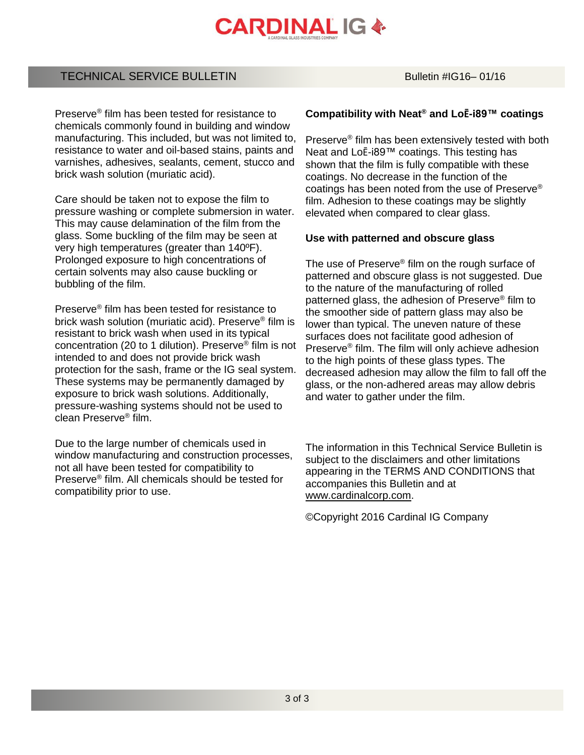Preserve® film has been tested for resistance to chemicals commonly found in building and window manufacturing. This included, but was not limited to, resistance to water and oil-based stains, paints and varnishes, adhesives, sealants, cement, stucco and brick wash solution (muriatic acid).

Care should be taken not to expose the film to pressure washing or complete submersion in water. This may cause delamination of the film from the glass. Some buckling of the film may be seen at very high temperatures (greater than 140ºF). Prolonged exposure to high concentrations of certain solvents may also cause buckling or bubbling of the film.

Preserve® film has been tested for resistance to brick wash solution (muriatic acid). Preserve® film is resistant to brick wash when used in its typical concentration (20 to 1 dilution). Preserve® film is not intended to and does not provide brick wash protection for the sash, frame or the IG seal system. These systems may be permanently damaged by exposure to brick wash solutions. Additionally, pressure-washing systems should not be used to clean Preserve® film.

Due to the large number of chemicals used in window manufacturing and construction processes, not all have been tested for compatibility to Preserve® film. All chemicals should be tested for compatibility prior to use.

### Compatibility with Neat® and LoĒ-i89™ coatings

Preserve® film has been extensively tested with both Neat and LoĒ-i89™ coatings. This testing has shown that the film is fully compatible with these coatings. No decrease in the function of the coatings has been noted from the use of Preserve® film. Adhesion to these coatings may be slightly elevated when compared to clear glass.

### Use with patterned and obscure glass

The use of Preserve® film on the rough surface of patterned and obscure glass is not suggested. Due to the nature of the manufacturing of rolled patterned glass, the adhesion of Preserve® film to the smoother side of pattern glass may also be lower than typical. The uneven nature of these surfaces does not facilitate good adhesion of Preserve® film. The film will only achieve adhesion to the high points of these glass types. The decreased adhesion may allow the film to fall off the glass, or the non-adhered areas may allow debris and water to gather under the film.

The information in this Technical Service Bulletin is subject to the disclaimers and other limitations appearing in the TERMS AND CONDITIONS that accompanies this Bulletin and at www.cardinalcorp.com.

©Copyright 2016 Cardinal IG Company